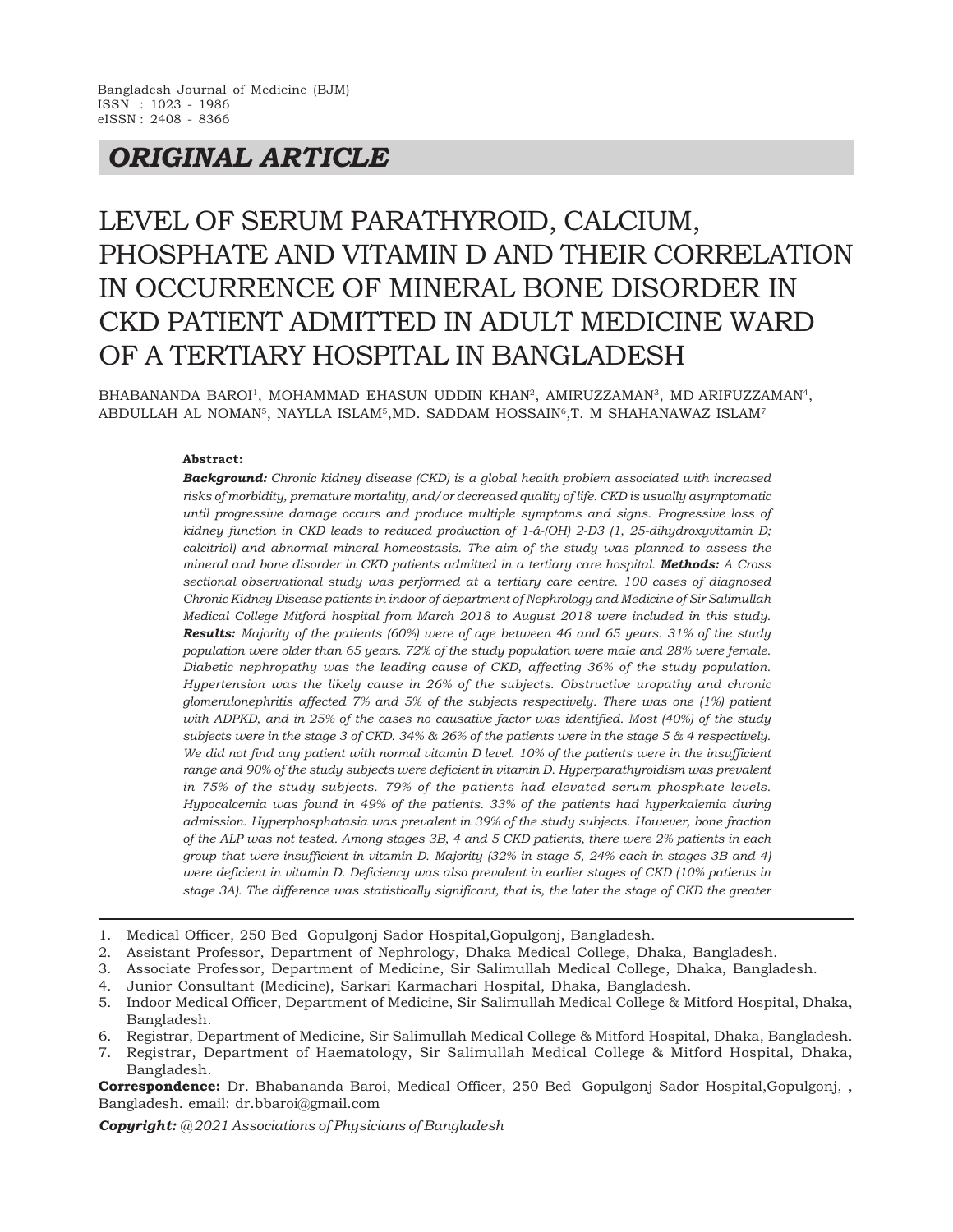Bangladesh Journal of Medicine (BJM)
ISSN : 1023 - 1986
eISSN : 2408 - 8366

## *ORIGINAL ARTICLE*

# LEVEL OF SERUM PARATHYROID, CALCIUM, PHOSPHATE AND VITAMIN D AND THEIR CORRELATION IN OCCURRENCE OF MINERAL BONE DISORDER IN CKD PATIENT ADMITTED IN ADULT MEDICINE WARD OF A TERTIARY HOSPITAL IN BANGLADESH

BHABANANDA BAROI[1], MOHAMMAD EHASUN UDDIN KHAN[2], AMIRUZZAMAN[3], MD ARIFUZZAMAN[4], ABDULLAH AL NOMAN[5], NAYLLA ISLAM[5],MD. SADDAM HOSSAIN[6],T. M SHAHANAWAZ ISLAM[7]

**Abstract:**

***Background:*** *Chronic kidney disease (CKD) is a global health problem associated with increased risks of morbidity, premature mortality, and/or decreased quality of life. CKD is usually asymptomatic until progressive damage occurs and produce multiple symptoms and signs. Progressive loss of kidney function in CKD leads to reduced production of 1-á-(OH) 2-D3 (1, 25-dihydroxyvitamin D; calcitriol) and abnormal mineral homeostasis. The aim of the study was planned to assess the mineral and bone disorder in CKD patients admitted in a tertiary care hospital.* ***Methods:*** *A Cross sectional observational study was performed at a tertiary care centre. 100 cases of diagnosed Chronic Kidney Disease patients in indoor of department of Nephrology and Medicine of Sir Salimullah Medical College Mitford hospital from March 2018 to August 2018 were included in this study.* ***Results:*** *Majority of the patients (60%) were of age between 46 and 65 years. 31% of the study population were older than 65 years. 72% of the study population were male and 28% were female. Diabetic nephropathy was the leading cause of CKD, affecting 36% of the study population. Hypertension was the likely cause in 26% of the subjects. Obstructive uropathy and chronic glomerulonephritis affected 7% and 5% of the subjects respectively. There was one (1%) patient with ADPKD, and in 25% of the cases no causative factor was identified. Most (40%) of the study subjects were in the stage 3 of CKD. 34% & 26% of the patients were in the stage 5 & 4 respectively. We did not find any patient with normal vitamin D level. 10% of the patients were in the insufficient range and 90% of the study subjects were deficient in vitamin D. Hyperparathyroidism was prevalent in 75% of the study subjects. 79% of the patients had elevated serum phosphate levels. Hypocalcemia was found in 49% of the patients. 33% of the patients had hyperkalemia during admission. Hyperphosphatasia was prevalent in 39% of the study subjects. However, bone fraction of the ALP was not tested. Among stages 3B, 4 and 5 CKD patients, there were 2% patients in each group that were insufficient in vitamin D. Majority (32% in stage 5, 24% each in stages 3B and 4) were deficient in vitamin D. Deficiency was also prevalent in earlier stages of CKD (10% patients in stage 3A). The difference was statistically significant, that is, the later the stage of CKD the greater*

1. Medical Officer, 250 Bed Gopulgonj Sador Hospital,Gopulgonj, Bangladesh.
2. Assistant Professor, Department of Nephrology, Dhaka Medical College, Dhaka, Bangladesh.
3. Associate Professor, Department of Medicine, Sir Salimullah Medical College, Dhaka, Bangladesh.
4. Junior Consultant (Medicine), Sarkari Karmachari Hospital, Dhaka, Bangladesh.
5. Indoor Medical Officer, Department of Medicine, Sir Salimullah Medical College & Mitford Hospital, Dhaka, Bangladesh.
6. Registrar, Department of Medicine, Sir Salimullah Medical College & Mitford Hospital, Dhaka, Bangladesh.
7. Registrar, Department of Haematology, Sir Salimullah Medical College & Mitford Hospital, Dhaka, Bangladesh.

**Correspondence:** Dr. Bhabananda Baroi, Medical Officer, 250 Bed Gopulgonj Sador Hospital,Gopulgonj, , Bangladesh. email: dr.bbaroi@gmail.com

***Copyright:*** *@2021 Associations of Physicians of Bangladesh*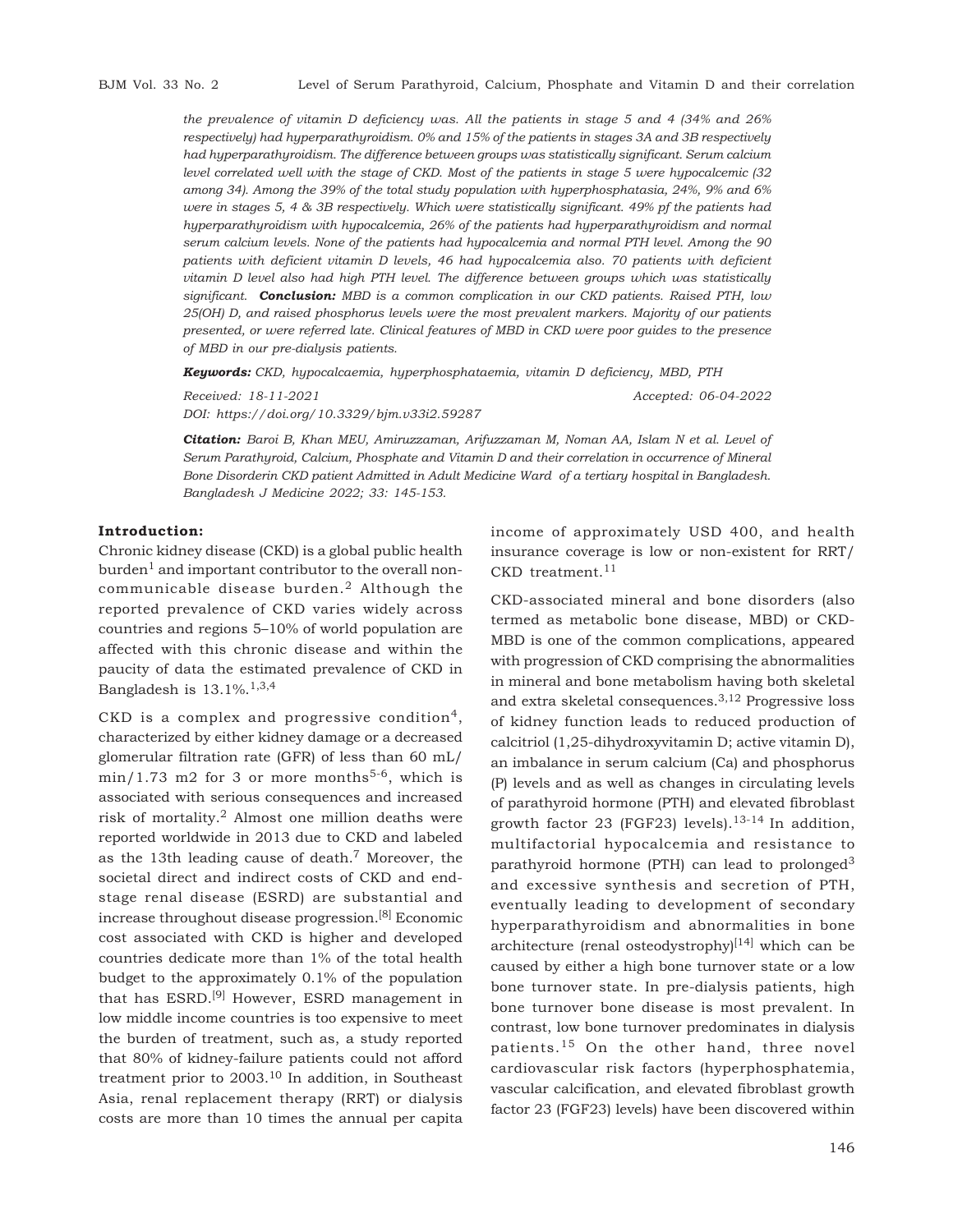*the prevalence of vitamin D deficiency was. All the patients in stage 5 and 4 (34% and 26% respectively) had hyperparathyroidism. 0% and 15% of the patients in stages 3A and 3B respectively had hyperparathyroidism. The difference between groups was statistically significant. Serum calcium level correlated well with the stage of CKD. Most of the patients in stage 5 were hypocalcemic (32 among 34). Among the 39% of the total study population with hyperphosphatasia, 24%, 9% and 6% were in stages 5, 4 & 3B respectively. Which were statistically significant. 49% pf the patients had hyperparathyroidism with hypocalcemia, 26% of the patients had hyperparathyroidism and normal serum calcium levels. None of the patients had hypocalcemia and normal PTH level. Among the 90 patients with deficient vitamin D levels, 46 had hypocalcemia also. 70 patients with deficient vitamin D level also had high PTH level. The difference between groups which was statistically significant.* ***Conclusion:*** *MBD is a common complication in our CKD patients. Raised PTH, low 25(OH) D, and raised phosphorus levels were the most prevalent markers. Majority of our patients presented, or were referred late. Clinical features of MBD in CKD were poor guides to the presence of MBD in our pre-dialysis patients.*

***Keywords:*** *CKD, hypocalcaemia, hyperphosphataemia, vitamin D deficiency, MBD, PTH*

*Received: 18-11-2021* *Accepted: 06-04-2022*

*DOI: https://doi.org/10.3329/bjm.v33i2.59287*

***Citation:*** *Baroi B, Khan MEU, Amiruzzaman, Arifuzzaman M, Noman AA, Islam N et al. Level of Serum Parathyroid, Calcium, Phosphate and Vitamin D and their correlation in occurrence of Mineral Bone Disorderin CKD patient Admitted in Adult Medicine Ward of a tertiary hospital in Bangladesh. Bangladesh J Medicine 2022; 33: 145-153.*

## Introduction:

Chronic kidney disease (CKD) is a global public health burden[1] and important contributor to the overall non-communicable disease burden.[2] Although the reported prevalence of CKD varies widely across countries and regions 5–10% of world population are affected with this chronic disease and within the paucity of data the estimated prevalence of CKD in Bangladesh is 13.1%.[1,3,4]

CKD is a complex and progressive condition[4], characterized by either kidney damage or a decreased glomerular filtration rate (GFR) of less than 60 mL/min/1.73 m2 for 3 or more months[5-6], which is associated with serious consequences and increased risk of mortality.[2] Almost one million deaths were reported worldwide in 2013 due to CKD and labeled as the 13th leading cause of death.[7] Moreover, the societal direct and indirect costs of CKD and end-stage renal disease (ESRD) are substantial and increase throughout disease progression.[8] Economic cost associated with CKD is higher and developed countries dedicate more than 1% of the total health budget to the approximately 0.1% of the population that has ESRD.[9] However, ESRD management in low middle income countries is too expensive to meet the burden of treatment, such as, a study reported that 80% of kidney-failure patients could not afford treatment prior to 2003.[10] In addition, in Southeast Asia, renal replacement therapy (RRT) or dialysis costs are more than 10 times the annual per capita income of approximately USD 400, and health insurance coverage is low or non-existent for RRT/CKD treatment.[11]

CKD-associated mineral and bone disorders (also termed as metabolic bone disease, MBD) or CKD-MBD is one of the common complications, appeared with progression of CKD comprising the abnormalities in mineral and bone metabolism having both skeletal and extra skeletal consequences.[3,12] Progressive loss of kidney function leads to reduced production of calcitriol (1,25-dihydroxyvitamin D; active vitamin D), an imbalance in serum calcium (Ca) and phosphorus (P) levels and as well as changes in circulating levels of parathyroid hormone (PTH) and elevated fibroblast growth factor 23 (FGF23) levels).[13-14] In addition, multifactorial hypocalcemia and resistance to parathyroid hormone (PTH) can lead to prolonged[3] and excessive synthesis and secretion of PTH, eventually leading to development of secondary hyperparathyroidism and abnormalities in bone architecture (renal osteodystrophy)[14] which can be caused by either a high bone turnover state or a low bone turnover state. In pre-dialysis patients, high bone turnover bone disease is most prevalent. In contrast, low bone turnover predominates in dialysis patients.[15] On the other hand, three novel cardiovascular risk factors (hyperphosphatemia, vascular calcification, and elevated fibroblast growth factor 23 (FGF23) levels) have been discovered within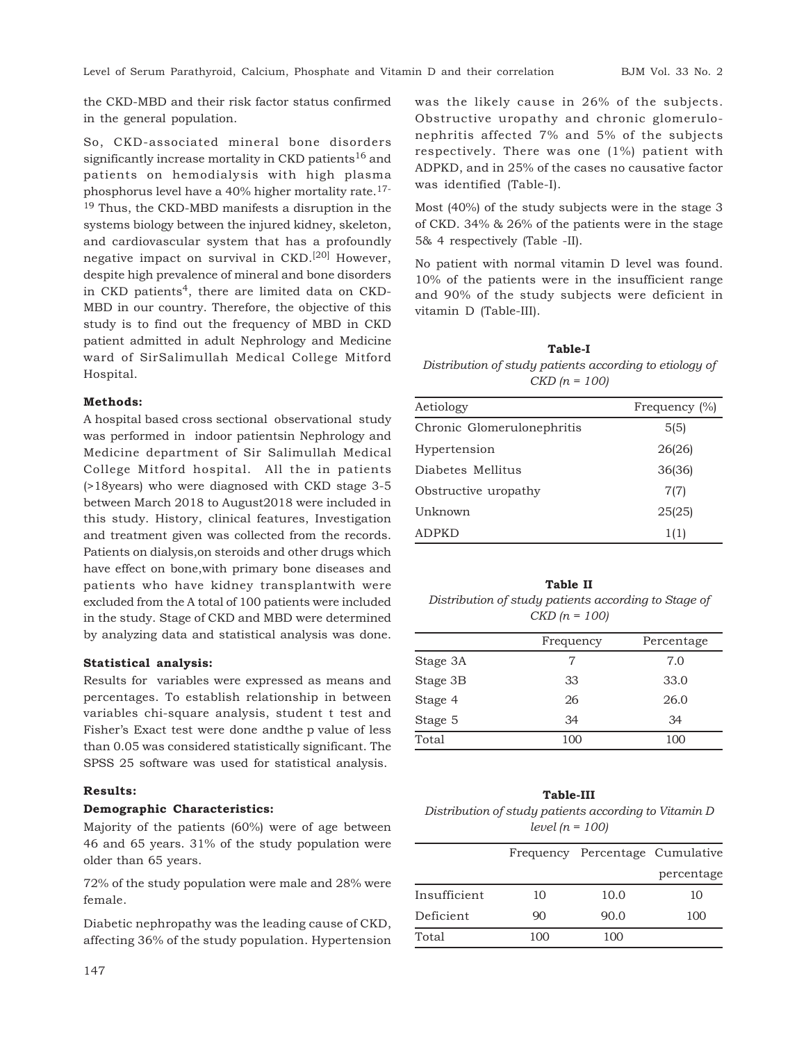the CKD-MBD and their risk factor status confirmed in the general population.

So, CKD-associated mineral bone disorders significantly increase mortality in CKD patients[16] and patients on hemodialysis with high plasma phosphorus level have a 40% higher mortality rate.[17-19] Thus, the CKD-MBD manifests a disruption in the systems biology between the injured kidney, skeleton, and cardiovascular system that has a profoundly negative impact on survival in CKD.[20] However, despite high prevalence of mineral and bone disorders in CKD patients[4], there are limited data on CKD-MBD in our country. Therefore, the objective of this study is to find out the frequency of MBD in CKD patient admitted in adult Nephrology and Medicine ward of SirSalimullah Medical College Mitford Hospital.

**Methods:**

A hospital based cross sectional observational study was performed in indoor patientsin Nephrology and Medicine department of Sir Salimullah Medical College Mitford hospital. All the in patients (>18years) who were diagnosed with CKD stage 3-5 between March 2018 to August2018 were included in this study. History, clinical features, Investigation and treatment given was collected from the records. Patients on dialysis,on steroids and other drugs which have effect on bone,with primary bone diseases and patients who have kidney transplantwith were excluded from the A total of 100 patients were included in the study. Stage of CKD and MBD were determined by analyzing data and statistical analysis was done.

**Statistical analysis:**

Results for variables were expressed as means and percentages. To establish relationship in between variables chi-square analysis, student t test and Fisher's Exact test were done andthe p value of less than 0.05 was considered statistically significant. The SPSS 25 software was used for statistical analysis.

**Results:**

**Demographic Characteristics:**

Majority of the patients (60%) were of age between 46 and 65 years. 31% of the study population were older than 65 years.

72% of the study population were male and 28% were female.

Diabetic nephropathy was the leading cause of CKD, affecting 36% of the study population. Hypertension was the likely cause in 26% of the subjects. Obstructive uropathy and chronic glomerulonephritis affected 7% and 5% of the subjects respectively. There was one (1%) patient with ADPKD, and in 25% of the cases no causative factor was identified (Table-I).

Most (40%) of the study subjects were in the stage 3 of CKD. 34% & 26% of the patients were in the stage 5& 4 respectively (Table -II).

No patient with normal vitamin D level was found. 10% of the patients were in the insufficient range and 90% of the study subjects were deficient in vitamin D (Table-III).

**Table-I**

*Distribution of study patients according to etiology of CKD (n = 100)*

| Aetiology | Frequency (%) |
|---|---|
| Chronic Glomerulonephritis | 5(5) |
| Hypertension | 26(26) |
| Diabetes Mellitus | 36(36) |
| Obstructive uropathy | 7(7) |
| Unknown | 25(25) |
| ADPKD | 1(1) |

**Table II**

*Distribution of study patients according to Stage of CKD (n = 100)*

| | Frequency | Percentage |
|---|---|---|
| Stage 3A | 7 | 7.0 |
| Stage 3B | 33 | 33.0 |
| Stage 4 | 26 | 26.0 |
| Stage 5 | 34 | 34 |
| Total | 100 | 100 |

**Table-III**

*Distribution of study patients according to Vitamin D level (n = 100)*

| | Frequency | Percentage | Cumulative percentage |
|---|---|---|---|
| Insufficient | 10 | 10.0 | 10 |
| Deficient | 90 | 90.0 | 100 |
| Total | 100 | 100 | |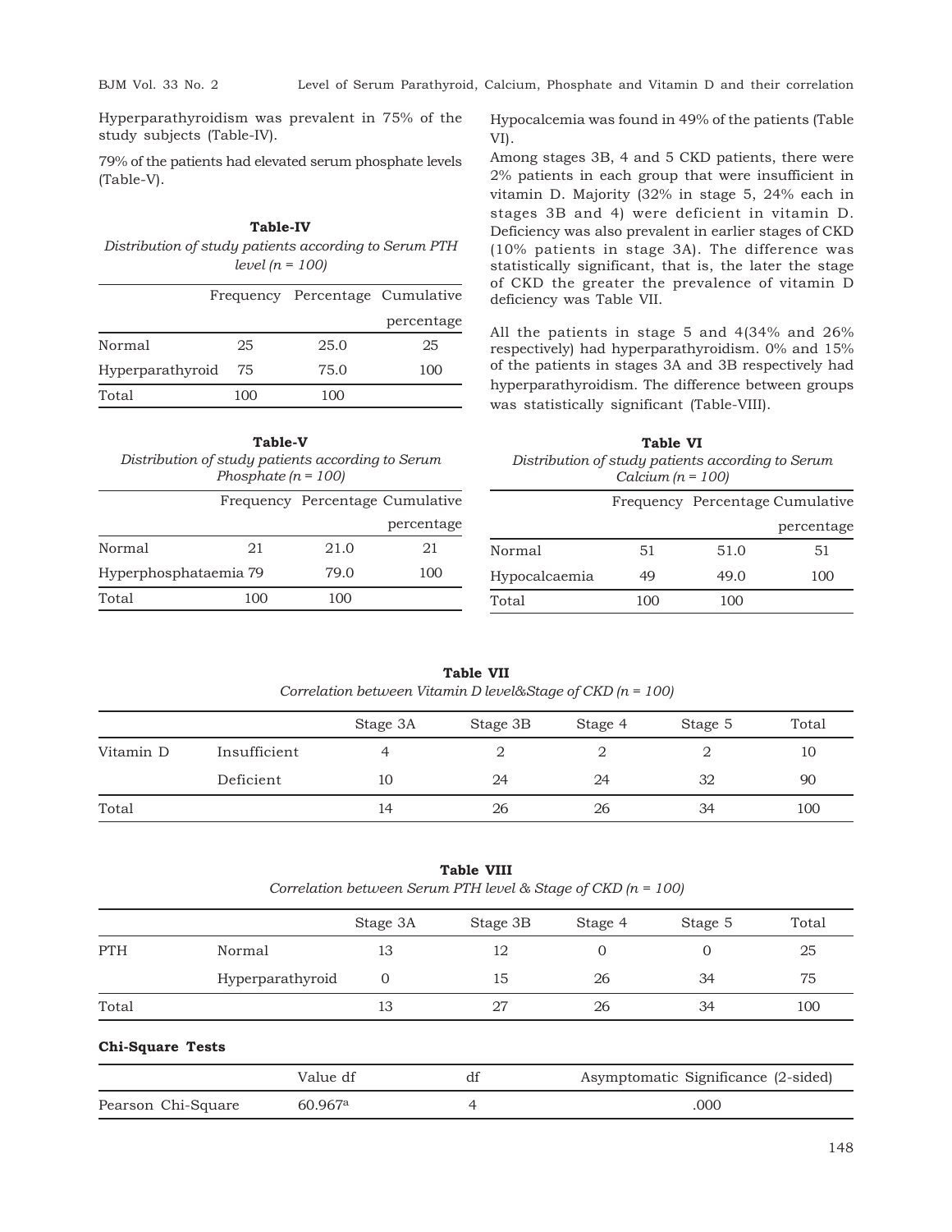Hyperparathyroidism was prevalent in 75% of the study subjects (Table-IV).

79% of the patients had elevated serum phosphate levels (Table-V).

**Table-IV**

*Distribution of study patients according to Serum PTH level (n = 100)*

| | Frequency | Percentage | Cumulative percentage |
|---|---|---|---|
| Normal | 25 | 25.0 | 25 |
| Hyperparathyroid | 75 | 75.0 | 100 |
| Total | 100 | 100 | |

**Table-V**

*Distribution of study patients according to Serum Phosphate (n = 100)*

| | Frequency | Percentage | Cumulative percentage |
|---|---|---|---|
| Normal | 21 | 21.0 | 21 |
| Hyperphosphataemia | 79 | 79.0 | 100 |
| Total | 100 | 100 | |

Hypocalcemia was found in 49% of the patients (Table VI).

Among stages 3B, 4 and 5 CKD patients, there were 2% patients in each group that were insufficient in vitamin D. Majority (32% in stage 5, 24% each in stages 3B and 4) were deficient in vitamin D. Deficiency was also prevalent in earlier stages of CKD (10% patients in stage 3A). The difference was statistically significant, that is, the later the stage of CKD the greater the prevalence of vitamin D deficiency was Table VII.

All the patients in stage 5 and 4(34% and 26% respectively) had hyperparathyroidism. 0% and 15% of the patients in stages 3A and 3B respectively had hyperparathyroidism. The difference between groups was statistically significant (Table-VIII).

**Table VI**

*Distribution of study patients according to Serum Calcium (n = 100)*

| | Frequency | Percentage | Cumulative percentage |
|---|---|---|---|
| Normal | 51 | 51.0 | 51 |
| Hypocalcaemia | 49 | 49.0 | 100 |
| Total | 100 | 100 | |

**Table VII**

*Correlation between Vitamin D level&Stage of CKD (n = 100)*

| | | Stage 3A | Stage 3B | Stage 4 | Stage 5 | Total |
|---|---|---|---|---|---|---|
| Vitamin D | Insufficient | 4 | 2 | 2 | 2 | 10 |
| | Deficient | 10 | 24 | 24 | 32 | 90 |
| Total | | 14 | 26 | 26 | 34 | 100 |

**Table VIII**

*Correlation between Serum PTH level & Stage of CKD (n = 100)*

| | | Stage 3A | Stage 3B | Stage 4 | Stage 5 | Total |
|---|---|---|---|---|---|---|
| PTH | Normal | 13 | 12 | 0 | 0 | 25 |
| | Hyperparathyroid | 0 | 15 | 26 | 34 | 75 |
| Total | | 13 | 27 | 26 | 34 | 100 |

**Chi-Square Tests**

| | Value df | df | Asymptomatic Significance (2-sided) |
|---|---|---|---|
| Pearson Chi-Square | 60.967[a] | 4 | .000 |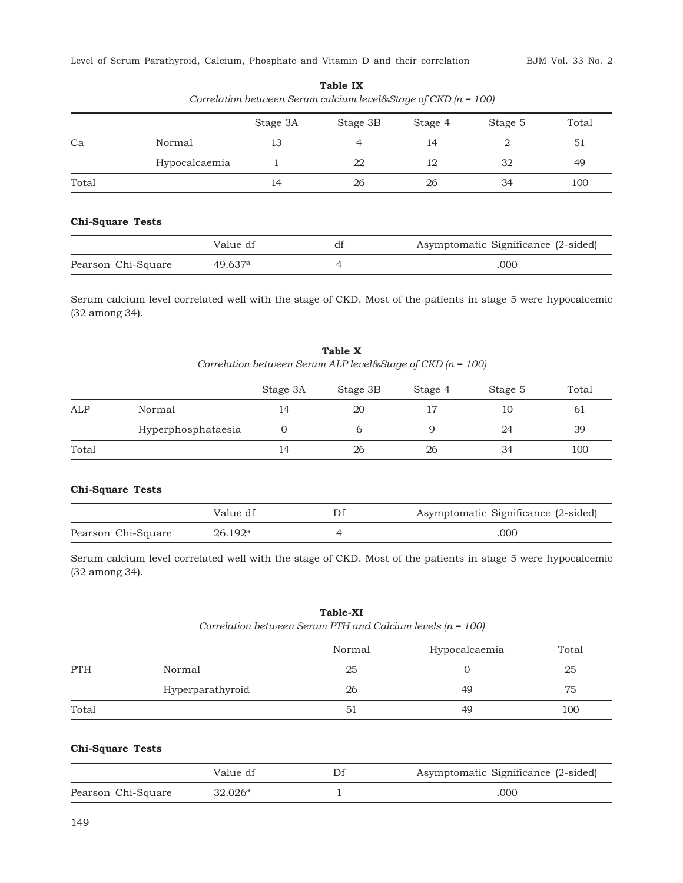**Table IX**

*Correlation between Serum calcium level&Stage of CKD (n = 100)*

| | | Stage 3A | Stage 3B | Stage 4 | Stage 5 | Total |
|---|---|---|---|---|---|---|
| Ca | Normal | 13 | 4 | 14 | 2 | 51 |
| | Hypocalcaemia | 1 | 22 | 12 | 32 | 49 |
| Total | | 14 | 26 | 26 | 34 | 100 |

**Chi-Square Tests**

| | Value df | df | Asymptomatic Significance (2-sided) |
|---|---|---|---|
| Pearson Chi-Square | 49.637[a] | 4 | .000 |

Serum calcium level correlated well with the stage of CKD. Most of the patients in stage 5 were hypocalcemic (32 among 34).

**Table X**

*Correlation between Serum ALP level&Stage of CKD (n = 100)*

| | | Stage 3A | Stage 3B | Stage 4 | Stage 5 | Total |
|---|---|---|---|---|---|---|
| ALP | Normal | 14 | 20 | 17 | 10 | 61 |
| | Hyperphosphataesia | 0 | 6 | 9 | 24 | 39 |
| Total | | 14 | 26 | 26 | 34 | 100 |

**Chi-Square Tests**

| | Value df | Df | Asymptomatic Significance (2-sided) |
|---|---|---|---|
| Pearson Chi-Square | 26.192[a] | 4 | .000 |

Serum calcium level correlated well with the stage of CKD. Most of the patients in stage 5 were hypocalcemic (32 among 34).

**Table-XI**

*Correlation between Serum PTH and Calcium levels (n = 100)*

| | | Normal | Hypocalcaemia | Total |
|---|---|---|---|---|
| PTH | Normal | 25 | 0 | 25 |
| | Hyperparathyroid | 26 | 49 | 75 |
| Total | | 51 | 49 | 100 |

**Chi-Square Tests**

| | Value df | Df | Asymptomatic Significance (2-sided) |
|---|---|---|---|
| Pearson Chi-Square | 32.026[a] | 1 | .000 |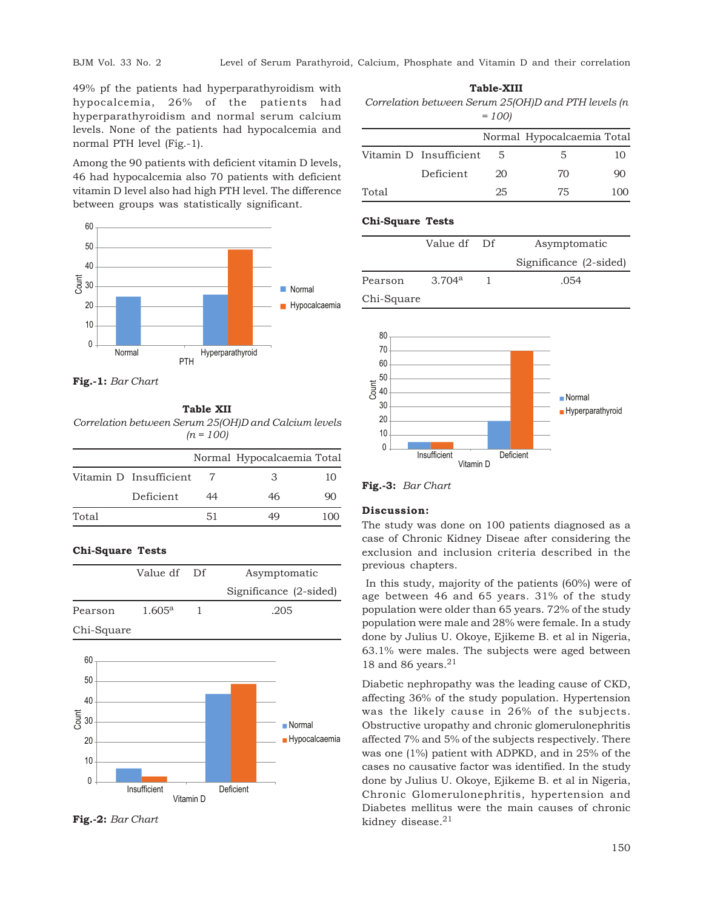49% pf the patients had hyperparathyroidism with hypocalcemia, 26% of the patients had hyperparathyroidism and normal serum calcium levels. None of the patients had hypocalcemia and normal PTH level (Fig.-1).

Among the 90 patients with deficient vitamin D levels, 46 had hypocalcemia also 70 patients with deficient vitamin D level also had high PTH level. The difference between groups was statistically significant.

**Fig.-1:** *Bar Chart*

**Table XII**

*Correlation between Serum 25(OH)D and Calcium levels (n = 100)*

| | | Normal | Hypocalcaemia | Total |
|---|---|---|---|---|
| Vitamin D | Insufficient | 7 | 3 | 10 |
| | Deficient | 44 | 46 | 90 |
| Total | | 51 | 49 | 100 |

**Chi-Square Tests**

| | Value df | Df | Asymptomatic Significance (2-sided) |
|---|---|---|---|
| Pearson Chi-Square | 1.605[a] | 1 | .205 |

**Fig.-2:** *Bar Chart*

**Table-XIII**

*Correlation between Serum 25(OH)D and PTH levels (n = 100)*

| | | Normal | Hypocalcaemia | Total |
|---|---|---|---|---|
| Vitamin D | Insufficient | 5 | 5 | 10 |
| | Deficient | 20 | 70 | 90 |
| Total | | 25 | 75 | 100 |

**Chi-Square Tests**

| | Value df | Df | Asymptomatic Significance (2-sided) |
|---|---|---|---|
| Pearson Chi-Square | 3.704[a] | 1 | .054 |

**Fig.-3:** *Bar Chart*

**Discussion:**

The study was done on 100 patients diagnosed as a case of Chronic Kidney Diseae after considering the exclusion and inclusion criteria described in the previous chapters.

In this study, majority of the patients (60%) were of age between 46 and 65 years. 31% of the study population were older than 65 years. 72% of the study population were male and 28% were female. In a study done by Julius U. Okoye, Ejikeme B. et al in Nigeria, 63.1% were males. The subjects were aged between 18 and 86 years.[21]

Diabetic nephropathy was the leading cause of CKD, affecting 36% of the study population. Hypertension was the likely cause in 26% of the subjects. Obstructive uropathy and chronic glomerulonephritis affected 7% and 5% of the subjects respectively. There was one (1%) patient with ADPKD, and in 25% of the cases no causative factor was identified. In the study done by Julius U. Okoye, Ejikeme B. et al in Nigeria, Chronic Glomerulonephritis, hypertension and Diabetes mellitus were the main causes of chronic kidney disease.[21]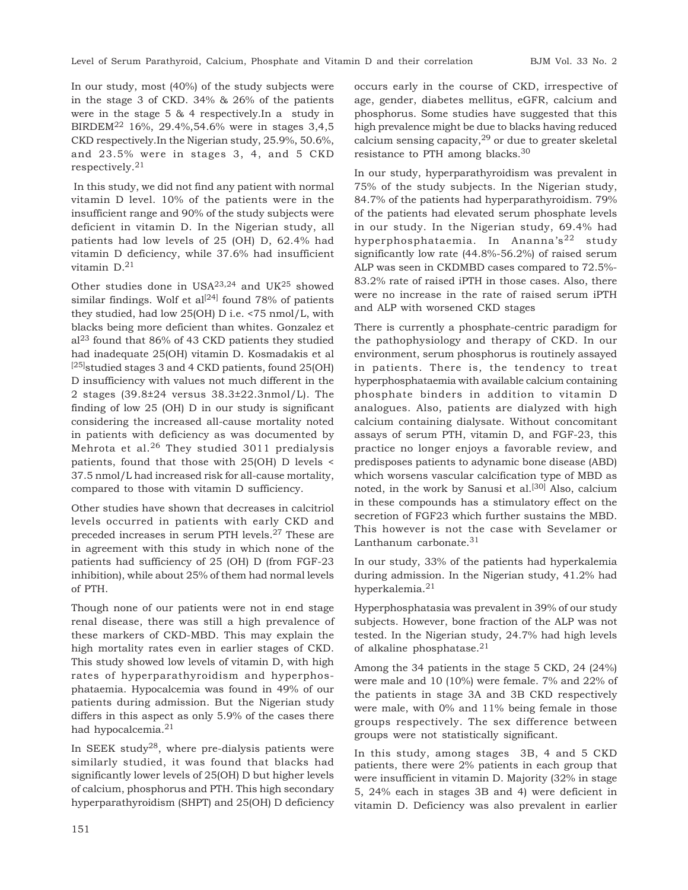In our study, most (40%) of the study subjects were in the stage 3 of CKD. 34% & 26% of the patients were in the stage 5 & 4 respectively.In a study in BIRDEM[22] 16%, 29.4%,54.6% were in stages 3,4,5 CKD respectively.In the Nigerian study, 25.9%, 50.6%, and 23.5% were in stages 3, 4, and 5 CKD respectively.[21]

In this study, we did not find any patient with normal vitamin D level. 10% of the patients were in the insufficient range and 90% of the study subjects were deficient in vitamin D. In the Nigerian study, all patients had low levels of 25 (OH) D, 62.4% had vitamin D deficiency, while 37.6% had insufficient vitamin D.[21]

Other studies done in USA[23,24] and UK[25] showed similar findings. Wolf et al[24] found 78% of patients they studied, had low 25(OH) D i.e. <75 nmol/L, with blacks being more deficient than whites. Gonzalez et al[23] found that 86% of 43 CKD patients they studied had inadequate 25(OH) vitamin D. Kosmadakis et al [25]studied stages 3 and 4 CKD patients, found 25(OH) D insufficiency with values not much different in the 2 stages (39.8±24 versus 38.3±22.3nmol/L). The finding of low 25 (OH) D in our study is significant considering the increased all-cause mortality noted in patients with deficiency as was documented by Mehrota et al.[26] They studied 3011 predialysis patients, found that those with 25(OH) D levels < 37.5 nmol/L had increased risk for all-cause mortality, compared to those with vitamin D sufficiency.

Other studies have shown that decreases in calcitriol levels occurred in patients with early CKD and preceded increases in serum PTH levels.[27] These are in agreement with this study in which none of the patients had sufficiency of 25 (OH) D (from FGF-23 inhibition), while about 25% of them had normal levels of PTH.

Though none of our patients were not in end stage renal disease, there was still a high prevalence of these markers of CKD-MBD. This may explain the high mortality rates even in earlier stages of CKD. This study showed low levels of vitamin D, with high rates of hyperparathyroidism and hyperphosphataemia. Hypocalcemia was found in 49% of our patients during admission. But the Nigerian study differs in this aspect as only 5.9% of the cases there had hypocalcemia.[21]

In SEEK study[28], where pre-dialysis patients were similarly studied, it was found that blacks had significantly lower levels of 25(OH) D but higher levels of calcium, phosphorus and PTH. This high secondary hyperparathyroidism (SHPT) and 25(OH) D deficiency occurs early in the course of CKD, irrespective of age, gender, diabetes mellitus, eGFR, calcium and phosphorus. Some studies have suggested that this high prevalence might be due to blacks having reduced calcium sensing capacity,[29] or due to greater skeletal resistance to PTH among blacks.[30]

In our study, hyperparathyroidism was prevalent in 75% of the study subjects. In the Nigerian study, 84.7% of the patients had hyperparathyroidism. 79% of the patients had elevated serum phosphate levels in our study. In the Nigerian study, 69.4% had hyperphosphataemia. In Ananna's[22] study significantly low rate (44.8%-56.2%) of raised serum ALP was seen in CKDMBD cases compared to 72.5%-83.2% rate of raised iPTH in those cases. Also, there were no increase in the rate of raised serum iPTH and ALP with worsened CKD stages

There is currently a phosphate-centric paradigm for the pathophysiology and therapy of CKD. In our environment, serum phosphorus is routinely assayed in patients. There is, the tendency to treat hyperphosphataemia with available calcium containing phosphate binders in addition to vitamin D analogues. Also, patients are dialyzed with high calcium containing dialysate. Without concomitant assays of serum PTH, vitamin D, and FGF-23, this practice no longer enjoys a favorable review, and predisposes patients to adynamic bone disease (ABD) which worsens vascular calcification type of MBD as noted, in the work by Sanusi et al.[30] Also, calcium in these compounds has a stimulatory effect on the secretion of FGF23 which further sustains the MBD. This however is not the case with Sevelamer or Lanthanum carbonate.[31]

In our study, 33% of the patients had hyperkalemia during admission. In the Nigerian study, 41.2% had hyperkalemia.[21]

Hyperphosphatasia was prevalent in 39% of our study subjects. However, bone fraction of the ALP was not tested. In the Nigerian study, 24.7% had high levels of alkaline phosphatase.[21]

Among the 34 patients in the stage 5 CKD, 24 (24%) were male and 10 (10%) were female. 7% and 22% of the patients in stage 3A and 3B CKD respectively were male, with 0% and 11% being female in those groups respectively. The sex difference between groups were not statistically significant.

In this study, among stages 3B, 4 and 5 CKD patients, there were 2% patients in each group that were insufficient in vitamin D. Majority (32% in stage 5, 24% each in stages 3B and 4) were deficient in vitamin D. Deficiency was also prevalent in earlier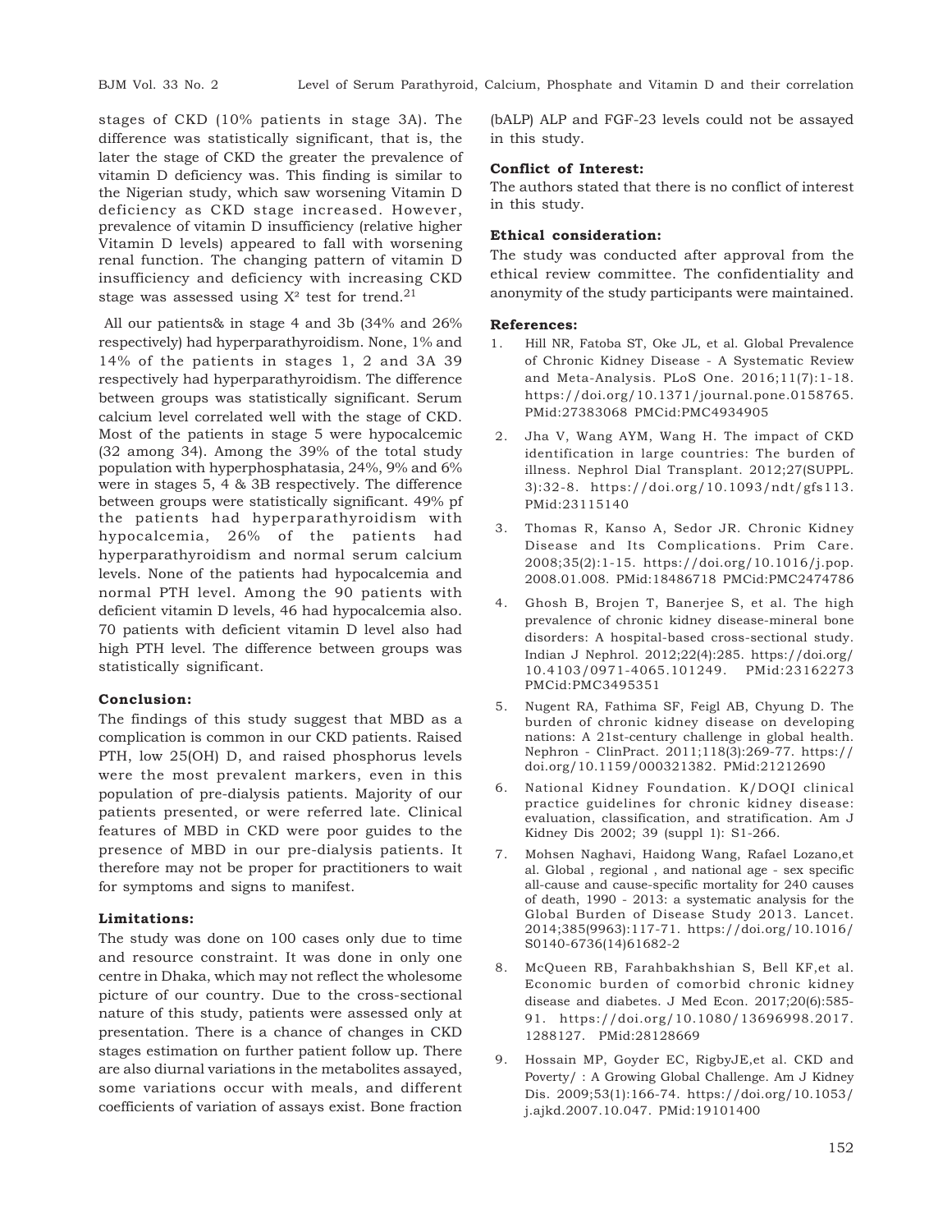stages of CKD (10% patients in stage 3A). The difference was statistically significant, that is, the later the stage of CKD the greater the prevalence of vitamin D deficiency was. This finding is similar to the Nigerian study, which saw worsening Vitamin D deficiency as CKD stage increased. However, prevalence of vitamin D insufficiency (relative higher Vitamin D levels) appeared to fall with worsening renal function. The changing pattern of vitamin D insufficiency and deficiency with increasing CKD stage was assessed using X² test for trend.[21]

All our patients& in stage 4 and 3b (34% and 26% respectively) had hyperparathyroidism. None, 1% and 14% of the patients in stages 1, 2 and 3A 39 respectively had hyperparathyroidism. The difference between groups was statistically significant. Serum calcium level correlated well with the stage of CKD. Most of the patients in stage 5 were hypocalcemic (32 among 34). Among the 39% of the total study population with hyperphosphatasia, 24%, 9% and 6% were in stages 5, 4 & 3B respectively. The difference between groups were statistically significant. 49% pf the patients had hyperparathyroidism with hypocalcemia, 26% of the patients had hyperparathyroidism and normal serum calcium levels. None of the patients had hypocalcemia and normal PTH level. Among the 90 patients with deficient vitamin D levels, 46 had hypocalcemia also. 70 patients with deficient vitamin D level also had high PTH level. The difference between groups was statistically significant.

**Conclusion:**

The findings of this study suggest that MBD as a complication is common in our CKD patients. Raised PTH, low 25(OH) D, and raised phosphorus levels were the most prevalent markers, even in this population of pre-dialysis patients. Majority of our patients presented, or were referred late. Clinical features of MBD in CKD were poor guides to the presence of MBD in our pre-dialysis patients. It therefore may not be proper for practitioners to wait for symptoms and signs to manifest.

**Limitations:**

The study was done on 100 cases only due to time and resource constraint. It was done in only one centre in Dhaka, which may not reflect the wholesome picture of our country. Due to the cross-sectional nature of this study, patients were assessed only at presentation. There is a chance of changes in CKD stages estimation on further patient follow up. There are also diurnal variations in the metabolites assayed, some variations occur with meals, and different coefficients of variation of assays exist. Bone fraction (bALP) ALP and FGF-23 levels could not be assayed in this study.

**Conflict of Interest:**

The authors stated that there is no conflict of interest in this study.

**Ethical consideration:**

The study was conducted after approval from the ethical review committee. The confidentiality and anonymity of the study participants were maintained.

**References:**

1. Hill NR, Fatoba ST, Oke JL, et al. Global Prevalence of Chronic Kidney Disease - A Systematic Review and Meta-Analysis. PLoS One. 2016;11(7):1-18. https://doi.org/10.1371/journal.pone.0158765. PMid:27383068 PMCid:PMC4934905
2. Jha V, Wang AYM, Wang H. The impact of CKD identification in large countries: The burden of illness. Nephrol Dial Transplant. 2012;27(SUPPL. 3):32-8. https://doi.org/10.1093/ndt/gfs113. PMid:23115140
3. Thomas R, Kanso A, Sedor JR. Chronic Kidney Disease and Its Complications. Prim Care. 2008;35(2):1-15. https://doi.org/10.1016/j.pop.2008.01.008. PMid:18486718 PMCid:PMC2474786
4. Ghosh B, Brojen T, Banerjee S, et al. The high prevalence of chronic kidney disease-mineral bone disorders: A hospital-based cross-sectional study. Indian J Nephrol. 2012;22(4):285. https://doi.org/10.4103/0971-4065.101249. PMid:23162273 PMCid:PMC3495351
5. Nugent RA, Fathima SF, Feigl AB, Chyung D. The burden of chronic kidney disease on developing nations: A 21st-century challenge in global health. Nephron - ClinPract. 2011;118(3):269-77. https://doi.org/10.1159/000321382. PMid:21212690
6. National Kidney Foundation. K/DOQI clinical practice guidelines for chronic kidney disease: evaluation, classification, and stratification. Am J Kidney Dis 2002; 39 (suppl 1): S1-266.
7. Mohsen Naghavi, Haidong Wang, Rafael Lozano,et al. Global , regional , and national age - sex specific all-cause and cause-specific mortality for 240 causes of death, 1990 - 2013: a systematic analysis for the Global Burden of Disease Study 2013. Lancet. 2014;385(9963):117-71. https://doi.org/10.1016/S0140-6736(14)61682-2
8. McQueen RB, Farahbakhshian S, Bell KF,et al. Economic burden of comorbid chronic kidney disease and diabetes. J Med Econ. 2017;20(6):585-91. https://doi.org/10.1080/13696998.2017.1288127. PMid:28128669
9. Hossain MP, Goyder EC, RigbyJE,et al. CKD and Poverty/ : A Growing Global Challenge. Am J Kidney Dis. 2009;53(1):166-74. https://doi.org/10.1053/j.ajkd.2007.10.047. PMid:19101400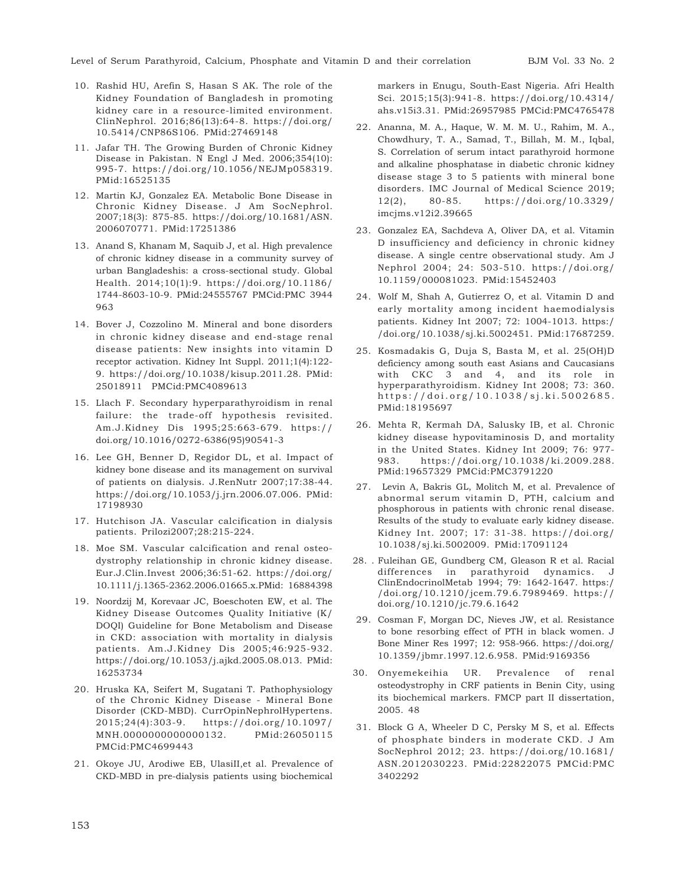10. Rashid HU, Arefin S, Hasan S AK. The role of the Kidney Foundation of Bangladesh in promoting kidney care in a resource-limited environment. ClinNephrol. 2016;86(13):64-8. https://doi.org/10.5414/CNP86S106. PMid:27469148
11. Jafar TH. The Growing Burden of Chronic Kidney Disease in Pakistan. N Engl J Med. 2006;354(10): 995-7. https://doi.org/10.1056/NEJMp058319. PMid:16525135
12. Martin KJ, Gonzalez EA. Metabolic Bone Disease in Chronic Kidney Disease. J Am SocNephrol. 2007;18(3): 875-85. https://doi.org/10.1681/ASN.2006070771. PMid:17251386
13. Anand S, Khanam M, Saquib J, et al. High prevalence of chronic kidney disease in a community survey of urban Bangladeshis: a cross-sectional study. Global Health. 2014;10(1):9. https://doi.org/10.1186/1744-8603-10-9. PMid:24555767 PMCid:PMC 3944 963
14. Bover J, Cozzolino M. Mineral and bone disorders in chronic kidney disease and end-stage renal disease patients: New insights into vitamin D receptor activation. Kidney Int Suppl. 2011;1(4):122-9. https://doi.org/10.1038/kisup.2011.28. PMid: 25018911 PMCid:PMC4089613
15. Llach F. Secondary hyperparathyroidism in renal failure: the trade-off hypothesis revisited. Am.J.Kidney Dis 1995;25:663-679. https://doi.org/10.1016/0272-6386(95)90541-3
16. Lee GH, Benner D, Regidor DL, et al. Impact of kidney bone disease and its management on survival of patients on dialysis. J.RenNutr 2007;17:38-44. https://doi.org/10.1053/j.jrn.2006.07.006. PMid: 17198930
17. Hutchison JA. Vascular calcification in dialysis patients. Prilozi2007;28:215-224.
18. Moe SM. Vascular calcification and renal osteodystrophy relationship in chronic kidney disease. Eur.J.Clin.Invest 2006;36:51-62. https://doi.org/10.1111/j.1365-2362.2006.01665.x.PMid: 16884398
19. Noordzij M, Korevaar JC, Boeschoten EW, et al. The Kidney Disease Outcomes Quality Initiative (K/DOQI) Guideline for Bone Metabolism and Disease in CKD: association with mortality in dialysis patients. Am.J.Kidney Dis 2005;46:925-932. https://doi.org/10.1053/j.ajkd.2005.08.013. PMid: 16253734
20. Hruska KA, Seifert M, Sugatani T. Pathophysiology of the Chronic Kidney Disease - Mineral Bone Disorder (CKD-MBD). CurrOpinNephrolHypertens. 2015;24(4):303-9. https://doi.org/10.1097/MNH.0000000000000132. PMid:26050115 PMCid:PMC4699443
21. Okoye JU, Arodiwe EB, UlasiII,et al. Prevalence of CKD-MBD in pre-dialysis patients using biochemical markers in Enugu, South-East Nigeria. Afri Health Sci. 2015;15(3):941-8. https://doi.org/10.4314/ahs.v15i3.31. PMid:26957985 PMCid:PMC4765478
22. Ananna, M. A., Haque, W. M. M. U., Rahim, M. A., Chowdhury, T. A., Samad, T., Billah, M. M., Iqbal, S. Correlation of serum intact parathyroid hormone and alkaline phosphatase in diabetic chronic kidney disease stage 3 to 5 patients with mineral bone disorders. IMC Journal of Medical Science 2019; 12(2), 80-85. https://doi.org/10.3329/imcjms.v12i2.39665
23. Gonzalez EA, Sachdeva A, Oliver DA, et al. Vitamin D insufficiency and deficiency in chronic kidney disease. A single centre observational study. Am J Nephrol 2004; 24: 503-510. https://doi.org/10.1159/000081023. PMid:15452403
24. Wolf M, Shah A, Gutierrez O, et al. Vitamin D and early mortality among incident haemodialysis patients. Kidney Int 2007; 72: 1004-1013. https://doi.org/10.1038/sj.ki.5002451. PMid:17687259.
25. Kosmadakis G, Duja S, Basta M, et al. 25(OH)D deficiency among south east Asians and Caucasians with CKC 3 and 4, and its role in hyperparathyroidism. Kidney Int 2008; 73: 360. https://doi.org/10.1038/sj.ki.5002685. PMid:18195697
26. Mehta R, Kermah DA, Salusky IB, et al. Chronic kidney disease hypovitaminosis D, and mortality in the United States. Kidney Int 2009; 76: 977-983. https://doi.org/10.1038/ki.2009.288. PMid:19657329 PMCid:PMC3791220
27. Levin A, Bakris GL, Molitch M, et al. Prevalence of abnormal serum vitamin D, PTH, calcium and phosphorous in patients with chronic renal disease. Results of the study to evaluate early kidney disease. Kidney Int. 2007; 17: 31-38. https://doi.org/10.1038/sj.ki.5002009. PMid:17091124
28. . Fuleihan GE, Gundberg CM, Gleason R et al. Racial differences in parathyroid dynamics. J ClinEndocrinolMetab 1994; 79: 1642-1647. https://doi.org/10.1210/jcem.79.6.7989469. https://doi.org/10.1210/jc.79.6.1642
29. Cosman F, Morgan DC, Nieves JW, et al. Resistance to bone resorbing effect of PTH in black women. J Bone Miner Res 1997; 12: 958-966. https://doi.org/10.1359/jbmr.1997.12.6.958. PMid:9169356
30. Onyemekeihia UR. Prevalence of renal osteodystrophy in CRF patients in Benin City, using its biochemical markers. FMCP part II dissertation, 2005. 48
31. Block G A, Wheeler D C, Persky M S, et al. Effects of phosphate binders in moderate CKD. J Am SocNephrol 2012; 23. https://doi.org/10.1681/ASN.2012030223. PMid:22822075 PMCid:PMC 3402292